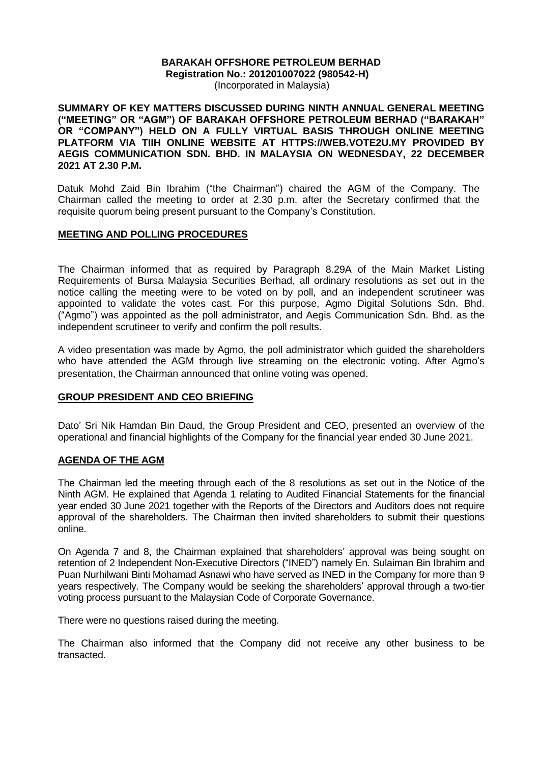**BARAKAH OFFSHORE PETROLEUM BERHAD**
**Registration No.: 201201007022 (980542-H)**
(Incorporated in Malaysia)

**SUMMARY OF KEY MATTERS DISCUSSED DURING NINTH ANNUAL GENERAL MEETING ("MEETING" OR "AGM") OF BARAKAH OFFSHORE PETROLEUM BERHAD ("BARAKAH" OR "COMPANY") HELD ON A FULLY VIRTUAL BASIS THROUGH ONLINE MEETING PLATFORM VIA TIIH ONLINE WEBSITE AT HTTPS://WEB.VOTE2U.MY PROVIDED BY AEGIS COMMUNICATION SDN. BHD. IN MALAYSIA ON WEDNESDAY, 22 DECEMBER 2021 AT 2.30 P.M.**

Datuk Mohd Zaid Bin Ibrahim ("the Chairman") chaired the AGM of the Company. The Chairman called the meeting to order at 2.30 p.m. after the Secretary confirmed that the requisite quorum being present pursuant to the Company's Constitution.

## MEETING AND POLLING PROCEDURES

The Chairman informed that as required by Paragraph 8.29A of the Main Market Listing Requirements of Bursa Malaysia Securities Berhad, all ordinary resolutions as set out in the notice calling the meeting were to be voted on by poll, and an independent scrutineer was appointed to validate the votes cast. For this purpose, Agmo Digital Solutions Sdn. Bhd. ("Agmo") was appointed as the poll administrator, and Aegis Communication Sdn. Bhd. as the independent scrutineer to verify and confirm the poll results.

A video presentation was made by Agmo, the poll administrator which guided the shareholders who have attended the AGM through live streaming on the electronic voting. After Agmo's presentation, the Chairman announced that online voting was opened.

## GROUP PRESIDENT AND CEO BRIEFING

Dato' Sri Nik Hamdan Bin Daud, the Group President and CEO, presented an overview of the operational and financial highlights of the Company for the financial year ended 30 June 2021.

## AGENDA OF THE AGM

The Chairman led the meeting through each of the 8 resolutions as set out in the Notice of the Ninth AGM. He explained that Agenda 1 relating to Audited Financial Statements for the financial year ended 30 June 2021 together with the Reports of the Directors and Auditors does not require approval of the shareholders. The Chairman then invited shareholders to submit their questions online.

On Agenda 7 and 8, the Chairman explained that shareholders' approval was being sought on retention of 2 Independent Non-Executive Directors ("INED") namely En. Sulaiman Bin Ibrahim and Puan Nurhilwani Binti Mohamad Asnawi who have served as INED in the Company for more than 9 years respectively. The Company would be seeking the shareholders' approval through a two-tier voting process pursuant to the Malaysian Code of Corporate Governance.

There were no questions raised during the meeting.

The Chairman also informed that the Company did not receive any other business to be transacted.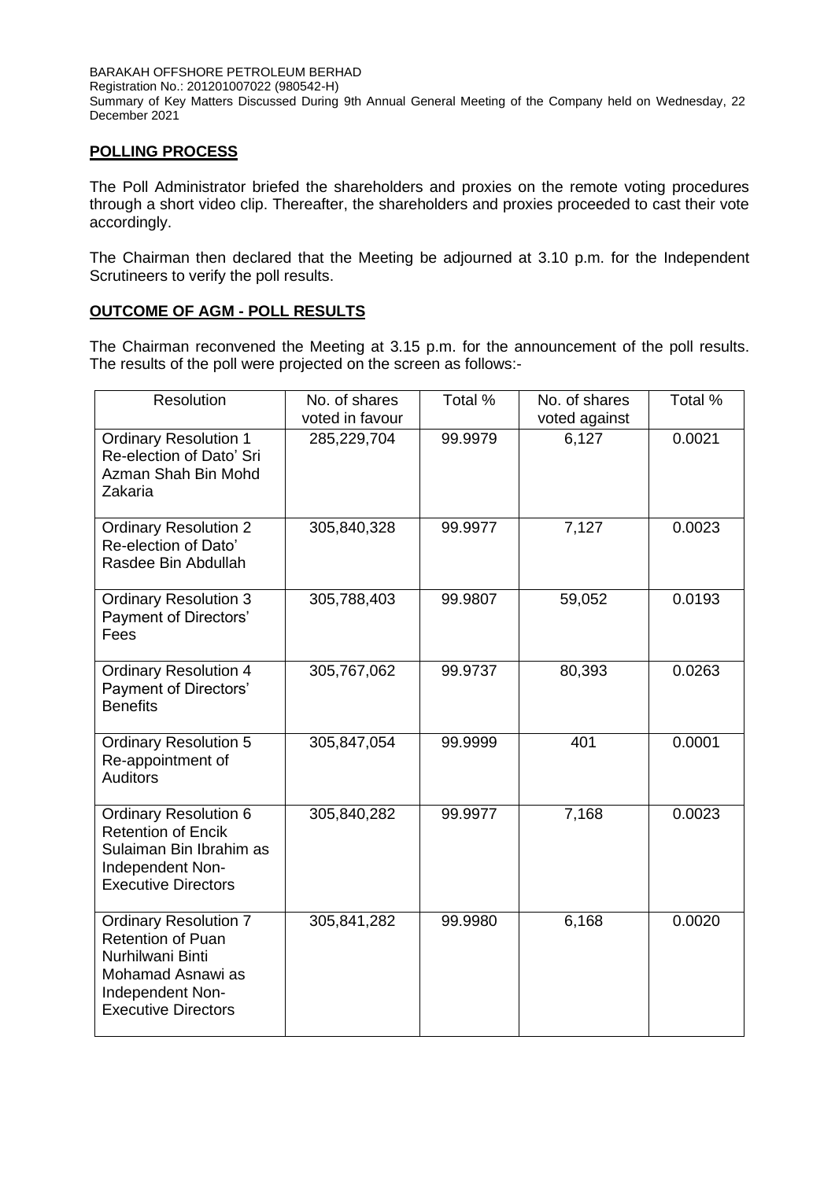## POLLING PROCESS

The Poll Administrator briefed the shareholders and proxies on the remote voting procedures through a short video clip. Thereafter, the shareholders and proxies proceeded to cast their vote accordingly.

The Chairman then declared that the Meeting be adjourned at 3.10 p.m. for the Independent Scrutineers to verify the poll results.

## OUTCOME OF AGM - POLL RESULTS

The Chairman reconvened the Meeting at 3.15 p.m. for the announcement of the poll results. The results of the poll were projected on the screen as follows:-

| Resolution | No. of shares voted in favour | Total % | No. of shares voted against | Total % |
|---|---|---|---|---|
| Ordinary Resolution 1 Re-election of Dato' Sri Azman Shah Bin Mohd Zakaria | 285,229,704 | 99.9979 | 6,127 | 0.0021 |
| Ordinary Resolution 2 Re-election of Dato' Rasdee Bin Abdullah | 305,840,328 | 99.9977 | 7,127 | 0.0023 |
| Ordinary Resolution 3 Payment of Directors' Fees | 305,788,403 | 99.9807 | 59,052 | 0.0193 |
| Ordinary Resolution 4 Payment of Directors' Benefits | 305,767,062 | 99.9737 | 80,393 | 0.0263 |
| Ordinary Resolution 5 Re-appointment of Auditors | 305,847,054 | 99.9999 | 401 | 0.0001 |
| Ordinary Resolution 6 Retention of Encik Sulaiman Bin Ibrahim as Independent Non-Executive Directors | 305,840,282 | 99.9977 | 7,168 | 0.0023 |
| Ordinary Resolution 7 Retention of Puan Nurhilwani Binti Mohamad Asnawi as Independent Non-Executive Directors | 305,841,282 | 99.9980 | 6,168 | 0.0020 |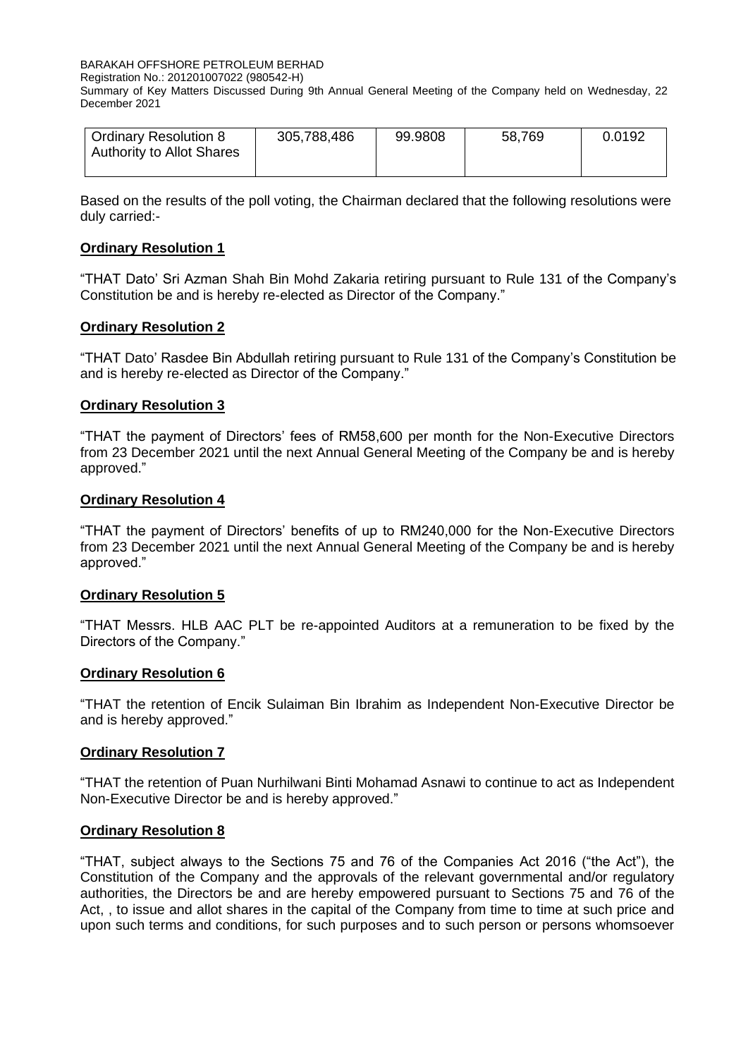| Ordinary Resolution 8 Authority to Allot Shares | 305,788,486 | 99.9808 | 58,769 | 0.0192 |
|---|---|---|---|---|

Based on the results of the poll voting, the Chairman declared that the following resolutions were duly carried:-

**Ordinary Resolution 1**

"THAT Dato' Sri Azman Shah Bin Mohd Zakaria retiring pursuant to Rule 131 of the Company's Constitution be and is hereby re-elected as Director of the Company."

**Ordinary Resolution 2**

"THAT Dato' Rasdee Bin Abdullah retiring pursuant to Rule 131 of the Company's Constitution be and is hereby re-elected as Director of the Company."

**Ordinary Resolution 3**

"THAT the payment of Directors' fees of RM58,600 per month for the Non-Executive Directors from 23 December 2021 until the next Annual General Meeting of the Company be and is hereby approved."

**Ordinary Resolution 4**

"THAT the payment of Directors' benefits of up to RM240,000 for the Non-Executive Directors from 23 December 2021 until the next Annual General Meeting of the Company be and is hereby approved."

**Ordinary Resolution 5**

"THAT Messrs. HLB AAC PLT be re-appointed Auditors at a remuneration to be fixed by the Directors of the Company."

**Ordinary Resolution 6**

"THAT the retention of Encik Sulaiman Bin Ibrahim as Independent Non-Executive Director be and is hereby approved."

**Ordinary Resolution 7**

"THAT the retention of Puan Nurhilwani Binti Mohamad Asnawi to continue to act as Independent Non-Executive Director be and is hereby approved."

**Ordinary Resolution 8**

"THAT, subject always to the Sections 75 and 76 of the Companies Act 2016 ("the Act"), the Constitution of the Company and the approvals of the relevant governmental and/or regulatory authorities, the Directors be and are hereby empowered pursuant to Sections 75 and 76 of the Act, , to issue and allot shares in the capital of the Company from time to time at such price and upon such terms and conditions, for such purposes and to such person or persons whomsoever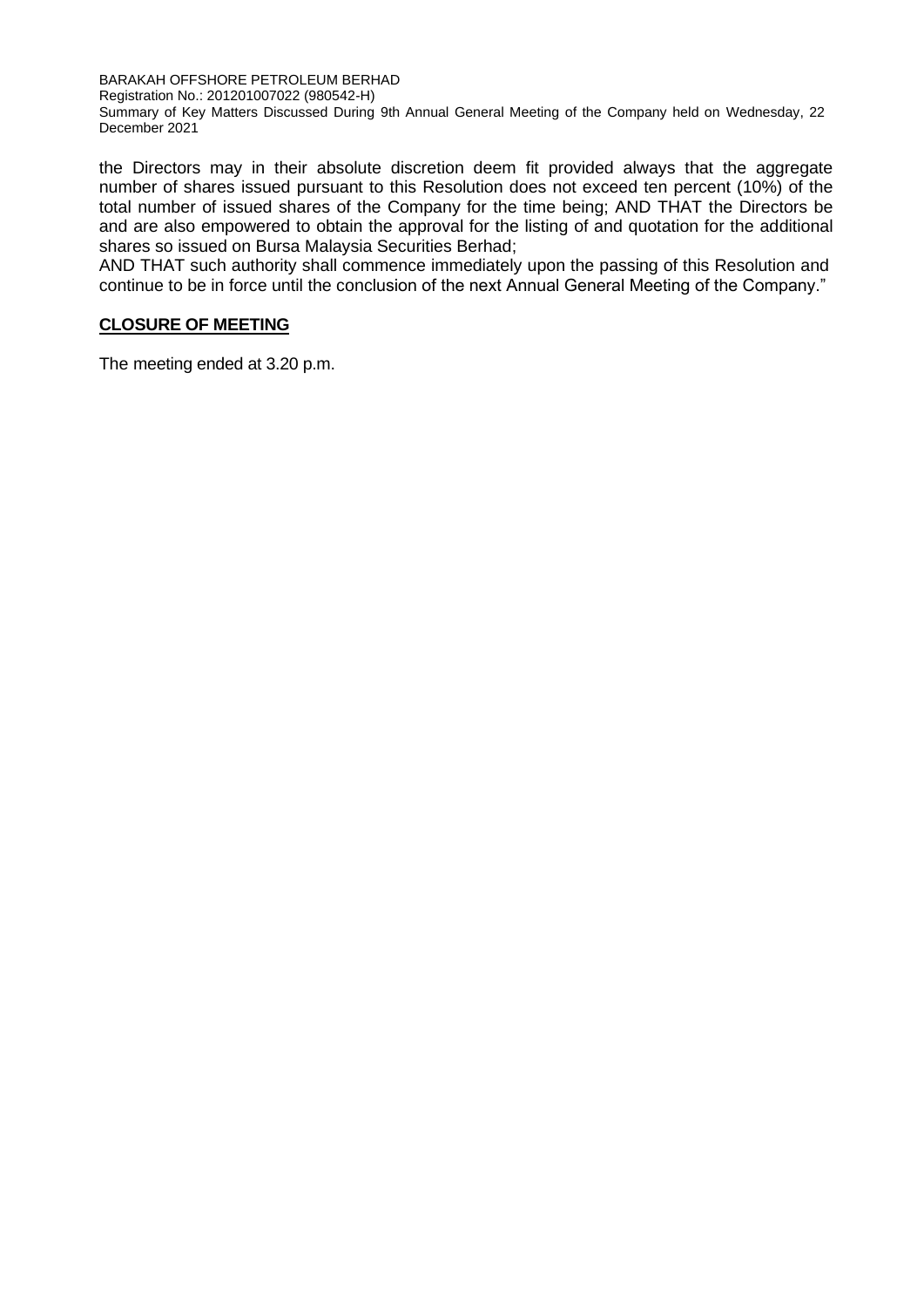the Directors may in their absolute discretion deem fit provided always that the aggregate number of shares issued pursuant to this Resolution does not exceed ten percent (10%) of the total number of issued shares of the Company for the time being; AND THAT the Directors be and are also empowered to obtain the approval for the listing of and quotation for the additional shares so issued on Bursa Malaysia Securities Berhad;

AND THAT such authority shall commence immediately upon the passing of this Resolution and continue to be in force until the conclusion of the next Annual General Meeting of the Company."

## CLOSURE OF MEETING

The meeting ended at 3.20 p.m.